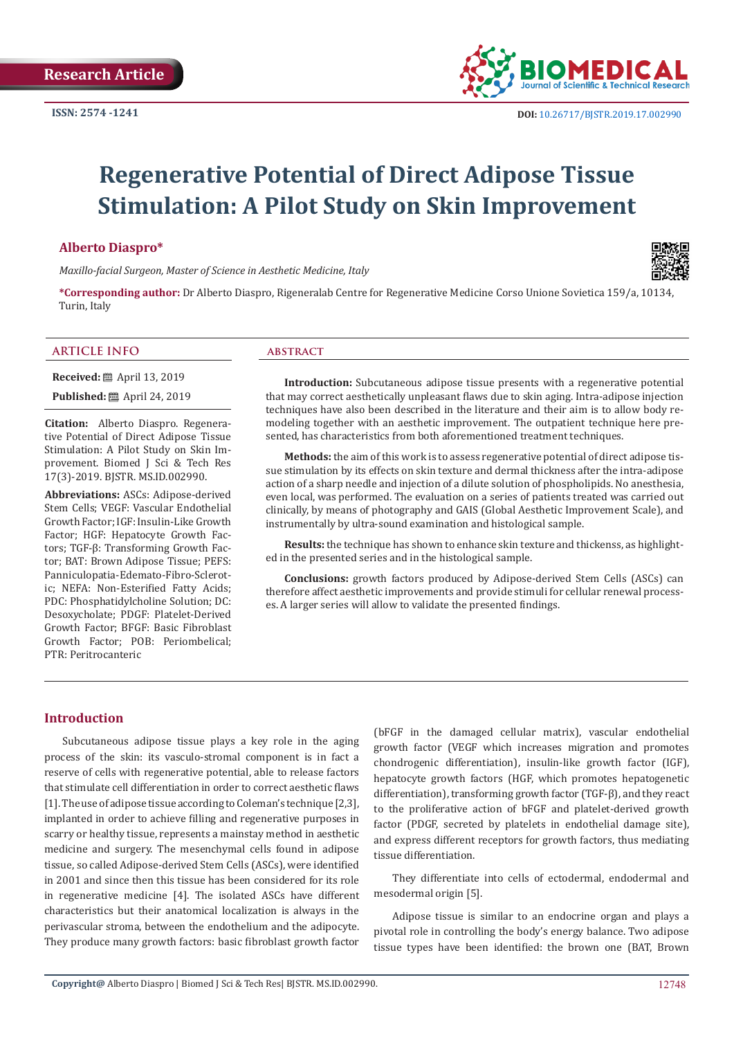Research Article

ISSN: 2574 -1241

DOI: 10.26717/BJSTR.2019.17.002990

# Regenerative Potential of Direct Adipose Tissue Stimulation: A Pilot Study on Skin Improvement

**Alberto Diaspro***

*Maxillo-facial Surgeon, Master of Science in Aesthetic Medicine, Italy*

***Corresponding author:** Dr Alberto Diaspro, Rigeneralab Centre for Regenerative Medicine Corso Unione Sovietica 159/a, 10134, Turin, Italy

## ARTICLE INFO

**Received:** April 13, 2019

**Published:** April 24, 2019

**Citation:** Alberto Diaspro. Regenerative Potential of Direct Adipose Tissue Stimulation: A Pilot Study on Skin Improvement. Biomed J Sci & Tech Res 17(3)-2019. BJSTR. MS.ID.002990.

**Abbreviations:** ASCs: Adipose-derived Stem Cells; VEGF: Vascular Endothelial Growth Factor; IGF: Insulin-Like Growth Factor; HGF: Hepatocyte Growth Factors; TGF-β: Transforming Growth Factor; BAT: Brown Adipose Tissue; PEFS: Panniculopatia-Edemato-Fibro-Sclerotic; NEFA: Non-Esterified Fatty Acids; PDC: Phosphatidylcholine Solution; DC: Desoxycholate; PDGF: Platelet-Derived Growth Factor; BFGF: Basic Fibroblast Growth Factor; POB: Periombelical; PTR: Peritrocanteric

## ABSTRACT

**Introduction:** Subcutaneous adipose tissue presents with a regenerative potential that may correct aesthetically unpleasant flaws due to skin aging. Intra-adipose injection techniques have also been described in the literature and their aim is to allow body remodeling together with an aesthetic improvement. The outpatient technique here presented, has characteristics from both aforementioned treatment techniques.

**Methods:** the aim of this work is to assess regenerative potential of direct adipose tissue stimulation by its effects on skin texture and dermal thickness after the intra-adipose action of a sharp needle and injection of a dilute solution of phospholipids. No anesthesia, even local, was performed. The evaluation on a series of patients treated was carried out clinically, by means of photography and GAIS (Global Aesthetic Improvement Scale), and instrumentally by ultra-sound examination and histological sample.

**Results:** the technique has shown to enhance skin texture and thickenss, as highlighted in the presented series and in the histological sample.

**Conclusions:** growth factors produced by Adipose-derived Stem Cells (ASCs) can therefore affect aesthetic improvements and provide stimuli for cellular renewal processes. A larger series will allow to validate the presented findings.

## Introduction

Subcutaneous adipose tissue plays a key role in the aging process of the skin: its vasculo-stromal component is in fact a reserve of cells with regenerative potential, able to release factors that stimulate cell differentiation in order to correct aesthetic flaws [1]. The use of adipose tissue according to Coleman's technique [2,3], implanted in order to achieve filling and regenerative purposes in scarry or healthy tissue, represents a mainstay method in aesthetic medicine and surgery. The mesenchymal cells found in adipose tissue, so called Adipose-derived Stem Cells (ASCs), were identified in 2001 and since then this tissue has been considered for its role in regenerative medicine [4]. The isolated ASCs have different characteristics but their anatomical localization is always in the perivascular stroma, between the endothelium and the adipocyte. They produce many growth factors: basic fibroblast growth factor (bFGF in the damaged cellular matrix), vascular endothelial growth factor (VEGF which increases migration and promotes chondrogenic differentiation), insulin-like growth factor (IGF), hepatocyte growth factors (HGF, which promotes hepatogenetic differentiation), transforming growth factor (TGF-β), and they react to the proliferative action of bFGF and platelet-derived growth factor (PDGF, secreted by platelets in endothelial damage site), and express different receptors for growth factors, thus mediating tissue differentiation.

They differentiate into cells of ectodermal, endodermal and mesodermal origin [5].

Adipose tissue is similar to an endocrine organ and plays a pivotal role in controlling the body's energy balance. Two adipose tissue types have been identified: the brown one (BAT, Brown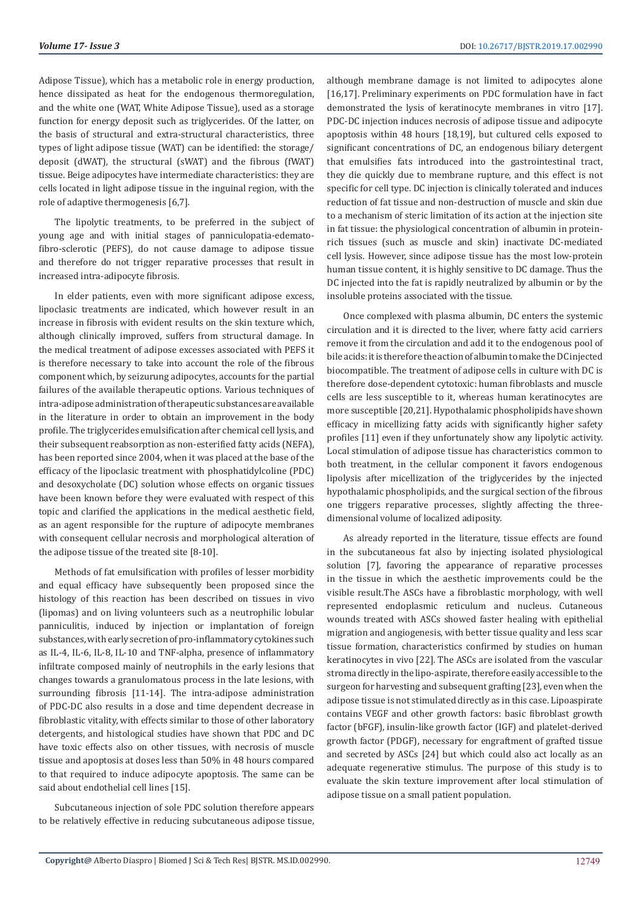Adipose Tissue), which has a metabolic role in energy production, hence dissipated as heat for the endogenous thermoregulation, and the white one (WAT, White Adipose Tissue), used as a storage function for energy deposit such as triglycerides. Of the latter, on the basis of structural and extra-structural characteristics, three types of light adipose tissue (WAT) can be identified: the storage/deposit (dWAT), the structural (sWAT) and the fibrous (fWAT) tissue. Beige adipocytes have intermediate characteristics: they are cells located in light adipose tissue in the inguinal region, with the role of adaptive thermogenesis [6,7].

The lipolytic treatments, to be preferred in the subject of young age and with initial stages of panniculopatia-edemato-fibro-sclerotic (PEFS), do not cause damage to adipose tissue and therefore do not trigger reparative processes that result in increased intra-adipocyte fibrosis.

In elder patients, even with more significant adipose excess, lipoclasic treatments are indicated, which however result in an increase in fibrosis with evident results on the skin texture which, although clinically improved, suffers from structural damage. In the medical treatment of adipose excesses associated with PEFS it is therefore necessary to take into account the role of the fibrous component which, by seizurung adipocytes, accounts for the partial failures of the available therapeutic options. Various techniques of intra-adipose administration of therapeutic substances are available in the literature in order to obtain an improvement in the body profile. The triglycerides emulsification after chemical cell lysis, and their subsequent reabsorption as non-esterified fatty acids (NEFA), has been reported since 2004, when it was placed at the base of the efficacy of the lipoclasic treatment with phosphatidylcoline (PDC) and desoxycholate (DC) solution whose effects on organic tissues have been known before they were evaluated with respect of this topic and clarified the applications in the medical aesthetic field, as an agent responsible for the rupture of adipocyte membranes with consequent cellular necrosis and morphological alteration of the adipose tissue of the treated site [8-10].

Methods of fat emulsification with profiles of lesser morbidity and equal efficacy have subsequently been proposed since the histology of this reaction has been described on tissues in vivo (lipomas) and on living volunteers such as a neutrophilic lobular panniculitis, induced by injection or implantation of foreign substances, with early secretion of pro-inflammatory cytokines such as IL-4, IL-6, IL-8, IL-10 and TNF-alpha, presence of inflammatory infiltrate composed mainly of neutrophils in the early lesions that changes towards a granulomatous process in the late lesions, with surrounding fibrosis [11-14]. The intra-adipose administration of PDC-DC also results in a dose and time dependent decrease in fibroblastic vitality, with effects similar to those of other laboratory detergents, and histological studies have shown that PDC and DC have toxic effects also on other tissues, with necrosis of muscle tissue and apoptosis at doses less than 50% in 48 hours compared to that required to induce adipocyte apoptosis. The same can be said about endothelial cell lines [15].

Subcutaneous injection of sole PDC solution therefore appears to be relatively effective in reducing subcutaneous adipose tissue, although membrane damage is not limited to adipocytes alone [16,17]. Preliminary experiments on PDC formulation have in fact demonstrated the lysis of keratinocyte membranes in vitro [17]. PDC-DC injection induces necrosis of adipose tissue and adipocyte apoptosis within 48 hours [18,19], but cultured cells exposed to significant concentrations of DC, an endogenous biliary detergent that emulsifies fats introduced into the gastrointestinal tract, they die quickly due to membrane rupture, and this effect is not specific for cell type. DC injection is clinically tolerated and induces reduction of fat tissue and non-destruction of muscle and skin due to a mechanism of steric limitation of its action at the injection site in fat tissue: the physiological concentration of albumin in protein-rich tissues (such as muscle and skin) inactivate DC-mediated cell lysis. However, since adipose tissue has the most low-protein human tissue content, it is highly sensitive to DC damage. Thus the DC injected into the fat is rapidly neutralized by albumin or by the insoluble proteins associated with the tissue.

Once complexed with plasma albumin, DC enters the systemic circulation and it is directed to the liver, where fatty acid carriers remove it from the circulation and add it to the endogenous pool of bile acids: it is therefore the action of albumin to make the DC injected biocompatible. The treatment of adipose cells in culture with DC is therefore dose-dependent cytotoxic: human fibroblasts and muscle cells are less susceptible to it, whereas human keratinocytes are more susceptible [20,21]. Hypothalamic phospholipids have shown efficacy in micellizing fatty acids with significantly higher safety profiles [11] even if they unfortunately show any lipolytic activity. Local stimulation of adipose tissue has characteristics common to both treatment, in the cellular component it favors endogenous lipolysis after micellization of the triglycerides by the injected hypothalamic phospholipids, and the surgical section of the fibrous one triggers reparative processes, slightly affecting the three-dimensional volume of localized adiposity.

As already reported in the literature, tissue effects are found in the subcutaneous fat also by injecting isolated physiological solution [7], favoring the appearance of reparative processes in the tissue in which the aesthetic improvements could be the visible result.The ASCs have a fibroblastic morphology, with well represented endoplasmic reticulum and nucleus. Cutaneous wounds treated with ASCs showed faster healing with epithelial migration and angiogenesis, with better tissue quality and less scar tissue formation, characteristics confirmed by studies on human keratinocytes in vivo [22]. The ASCs are isolated from the vascular stroma directly in the lipo-aspirate, therefore easily accessible to the surgeon for harvesting and subsequent grafting [23], even when the adipose tissue is not stimulated directly as in this case. Lipoaspirate contains VEGF and other growth factors: basic fibroblast growth factor (bFGF), insulin-like growth factor (IGF) and platelet-derived growth factor (PDGF), necessary for engraftment of grafted tissue and secreted by ASCs [24] but which could also act locally as an adequate regenerative stimulus. The purpose of this study is to evaluate the skin texture improvement after local stimulation of adipose tissue on a small patient population.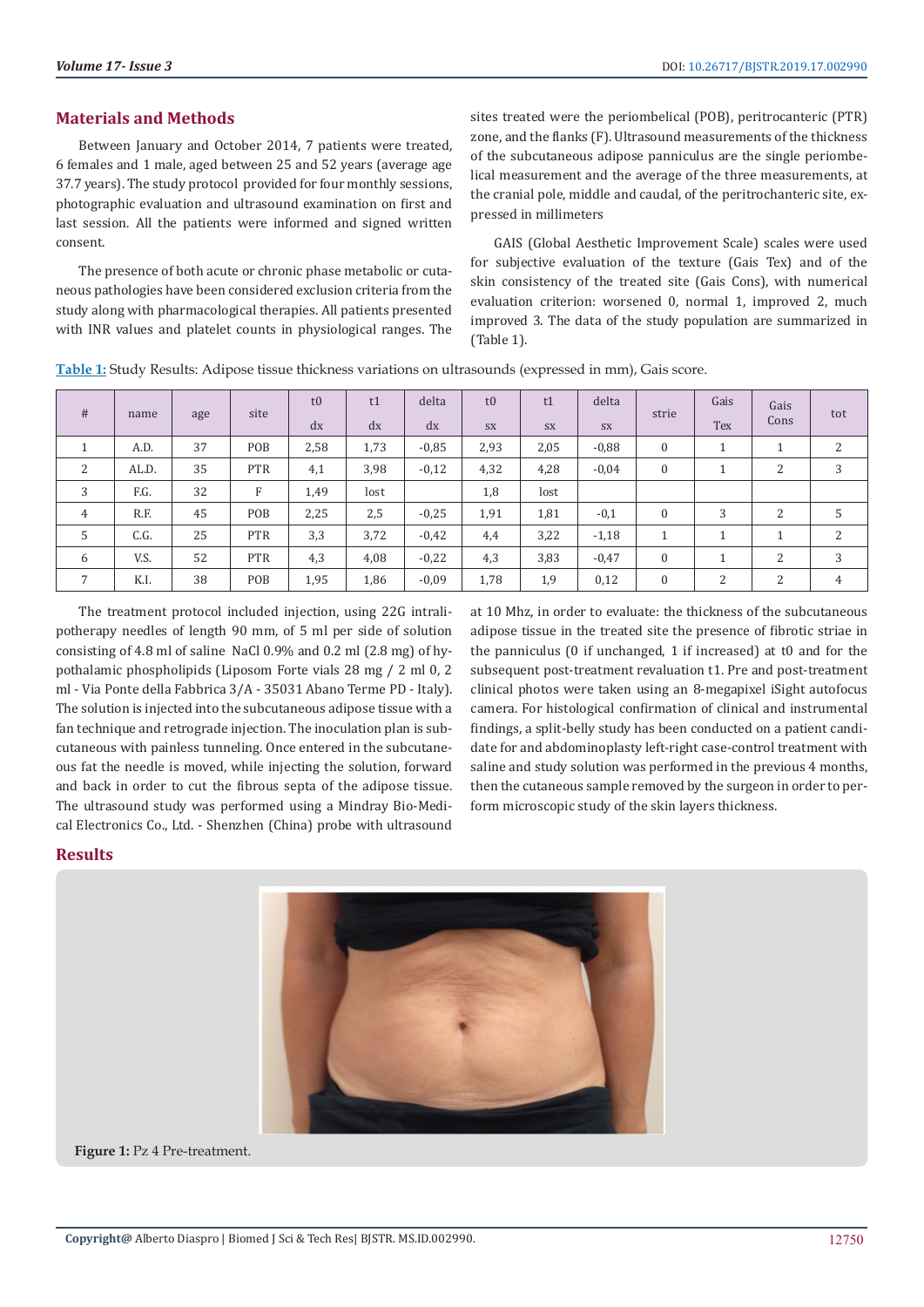## Materials and Methods

Between January and October 2014, 7 patients were treated, 6 females and 1 male, aged between 25 and 52 years (average age 37.7 years). The study protocol provided for four monthly sessions, photographic evaluation and ultrasound examination on first and last session. All the patients were informed and signed written consent.

The presence of both acute or chronic phase metabolic or cutaneous pathologies have been considered exclusion criteria from the study along with pharmacological therapies. All patients presented with INR values and platelet counts in physiological ranges. The sites treated were the periombelical (POB), peritrocanteric (PTR) zone, and the flanks (F). Ultrasound measurements of the thickness of the subcutaneous adipose panniculus are the single periombelical measurement and the average of the three measurements, at the cranial pole, middle and caudal, of the peritrochanteric site, expressed in millimeters

GAIS (Global Aesthetic Improvement Scale) scales were used for subjective evaluation of the texture (Gais Tex) and of the skin consistency of the treated site (Gais Cons), with numerical evaluation criterion: worsened 0, normal 1, improved 2, much improved 3. The data of the study population are summarized in (Table 1).

**Table 1:** Study Results: Adipose tissue thickness variations on ultrasounds (expressed in mm), Gais score.

| # | name | age | site | t0 dx | t1 dx | delta dx | t0 sx | t1 sx | delta sx | strie | Gais Tex | Gais Cons | tot |
|---|---|---|---|---|---|---|---|---|---|---|---|---|---|
| 1 | A.D. | 37 | POB | 2,58 | 1,73 | -0,85 | 2,93 | 2,05 | -0,88 | 0 | 1 | 1 | 2 |
| 2 | AL.D. | 35 | PTR | 4,1 | 3,98 | -0,12 | 4,32 | 4,28 | -0,04 | 0 | 1 | 2 | 3 |
| 3 | F.G. | 32 | F | 1,49 | lost | | 1,8 | lost | | | | | |
| 4 | R.F. | 45 | POB | 2,25 | 2,5 | -0,25 | 1,91 | 1,81 | -0,1 | 0 | 3 | 2 | 5 |
| 5 | C.G. | 25 | PTR | 3,3 | 3,72 | -0,42 | 4,4 | 3,22 | -1,18 | 1 | 1 | 1 | 2 |
| 6 | V.S. | 52 | PTR | 4,3 | 4,08 | -0,22 | 4,3 | 3,83 | -0,47 | 0 | 1 | 2 | 3 |
| 7 | K.I. | 38 | POB | 1,95 | 1,86 | -0,09 | 1,78 | 1,9 | 0,12 | 0 | 2 | 2 | 4 |

The treatment protocol included injection, using 22G intralipotherapy needles of length 90 mm, of 5 ml per side of solution consisting of 4.8 ml of saline NaCl 0.9% and 0.2 ml (2.8 mg) of hypothalamic phospholipids (Liposom Forte vials 28 mg / 2 ml 0, 2 ml - Via Ponte della Fabbrica 3/A - 35031 Abano Terme PD - Italy). The solution is injected into the subcutaneous adipose tissue with a fan technique and retrograde injection. The inoculation plan is subcutaneous with painless tunneling. Once entered in the subcutaneous fat the needle is moved, while injecting the solution, forward and back in order to cut the fibrous septa of the adipose tissue. The ultrasound study was performed using a Mindray Bio-Medical Electronics Co., Ltd. - Shenzhen (China) probe with ultrasound at 10 Mhz, in order to evaluate: the thickness of the subcutaneous adipose tissue in the treated site the presence of fibrotic striae in the panniculus (0 if unchanged, 1 if increased) at t0 and for the subsequent post-treatment revaluation t1. Pre and post-treatment clinical photos were taken using an 8-megapixel iSight autofocus camera. For histological confirmation of clinical and instrumental findings, a split-belly study has been conducted on a patient candidate for and abdominoplasty left-right case-control treatment with saline and study solution was performed in the previous 4 months, then the cutaneous sample removed by the surgeon in order to perform microscopic study of the skin layers thickness.

## Results

**Figure 1:** Pz 4 Pre-treatment.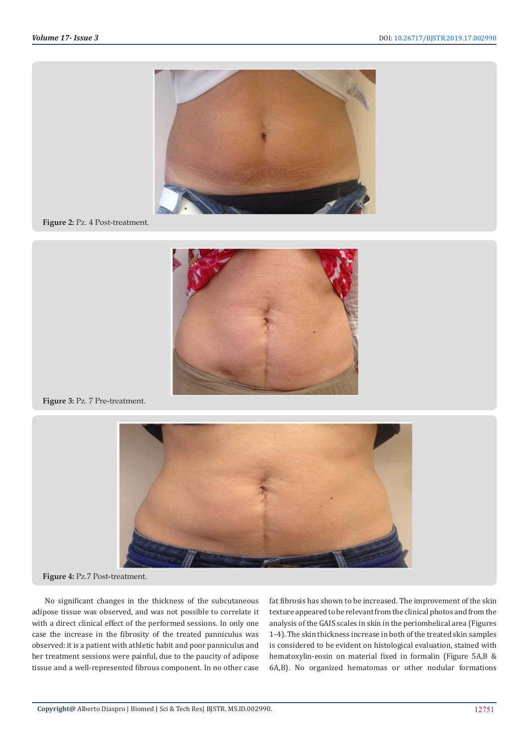Figure 2: Pz. 4 Post-treatment.

Figure 3: Pz. 7 Pre-treatment.

Figure 4: Pz.7 Post-treatment.

No significant changes in the thickness of the subcutaneous adipose tissue was observed, and was not possible to correlate it with a direct clinical effect of the performed sessions. In only one case the increase in the fibrosity of the treated panniculus was observed: it is a patient with athletic habit and poor panniculus and her treatment sessions were painful, due to the paucity of adipose tissue and a well-represented fibrous component. In no other case fat fibrosis has shown to be increased. The improvement of the skin texture appeared to be relevant from the clinical photos and from the analysis of the GAIS scales in skin in the periombelical area (Figures 1-4). The skin thickness increase in both of the treated skin samples is considered to be evident on histological evaluation, stained with hematoxylin-eosin on material fixed in formalin (Figure 5A,B & 6A,B). No organized hematomas or other nodular formations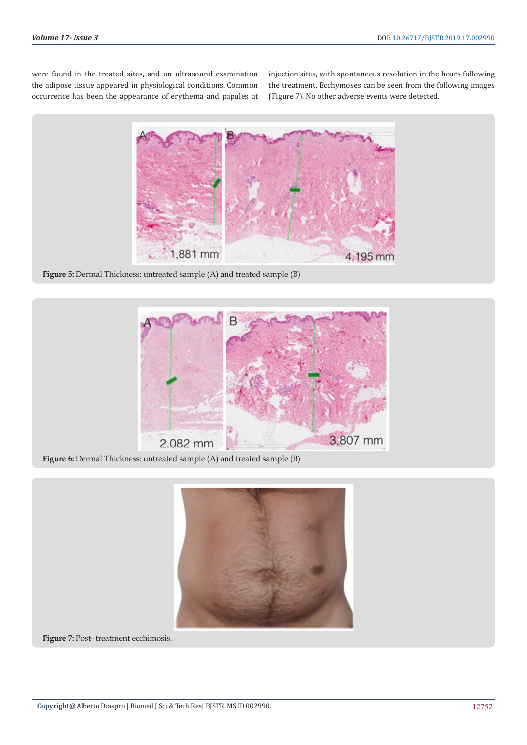were found in the treated sites, and on ultrasound examination the adipose tissue appeared in physiological conditions. Common occurrence has been the appearance of erythema and papules at injection sites, with spontaneous resolution in the hours following the treatment. Ecchymoses can be seen from the following images (Figure 7). No other adverse events were detected.

**Figure 5:** Dermal Thickness: untreated sample (A) and treated sample (B).

**Figure 6:** Dermal Thickness: untreated sample (A) and treated sample (B).

**Figure 7:** Post- treatment ecchimosis.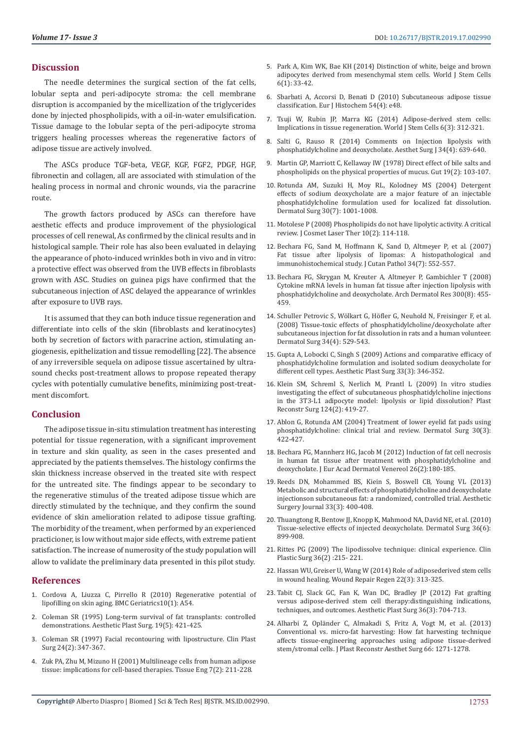## Discussion

The needle determines the surgical section of the fat cells, lobular septa and peri-adipocyte stroma: the cell membrane disruption is accompanied by the micellization of the triglycerides done by injected phospholipids, with a oil-in-water emulsification. Tissue damage to the lobular septa of the peri-adipocyte stroma triggers healing processes whereas the regenerative factors of adipose tissue are actively involved.

The ASCs produce TGF-beta, VEGF, KGF, FGF2, PDGF, HGF, fibronectin and collagen, all are associated with stimulation of the healing process in normal and chronic wounds, via the paracrine route.

The growth factors produced by ASCs can therefore have aesthetic effects and produce improvement of the physiological processes of cell renewal, As confirmed by the clinical results and in histological sample. Their role has also been evaluated in delaying the appearance of photo-induced wrinkles both in vivo and in vitro: a protective effect was observed from the UVB effects in fibroblasts grown with ASC. Studies on guinea pigs have confirmed that the subcutaneous injection of ASC delayed the appearance of wrinkles after exposure to UVB rays.

It is assumed that they can both induce tissue regeneration and differentiate into cells of the skin (fibroblasts and keratinocytes) both by secretion of factors with paracrine action, stimulating angiogenesis, epithelization and tissue remodelling [22]. The absence of any irreversible sequela on adipose tissue ascertained by ultrasound checks post-treatment allows to propose repeated therapy cycles with potentially cumulative benefits, minimizing post-treatment discomfort.

## Conclusion

The adipose tissue in-situ stimulation treatment has interesting potential for tissue regeneration, with a significant improvement in texture and skin quality, as seen in the cases presented and appreciated by the patients themselves. The histology confirms the skin thickness increase observed in the treated site with respect for the untreated site. The findings appear to be secondary to the regenerative stimulus of the treated adipose tissue which are directly stimulated by the technique, and they confirm the sound evidence of skin amelioration related to adipose tissue grafting. The morbidity of the treament, when performed by an experienced practicioner, is low without major side effects, with extreme patient satisfaction. The increase of numerosity of the study population will allow to validate the preliminary data presented in this pilot study.

## References

1. Cordova A, Liuzza C, Pirrello R (2010) Regenerative potential of lipofilling on skin aging. BMC Geriatrics10(1): A54.
2. Coleman SR (1995) Long-term survival of fat transplants: controlled demonstrations. Aesthetic Plast Surg. 19(5): 421-425.
3. Coleman SR (1997) Facial recontouring with lipostructure. Clin Plast Surg 24(2): 347-367.
4. Zuk PA, Zhu M, Mizuno H (2001) Multilineage cells from human adipose tissue: implications for cell-based therapies. Tissue Eng 7(2): 211-228.
5. Park A, Kim WK, Bae KH (2014) Distinction of white, beige and brown adipocytes derived from mesenchymal stem cells. World J Stem Cells 6(1): 33-42.
6. Sbarbati A, Accorsi D, Benati D (2010) Subcutaneous adipose tissue classification. Eur J Histochem 54(4): e48.
7. Tsuji W, Rubin JP, Marra KG (2014) Adipose-derived stem cells: Implications in tissue regeneration. World J Stem Cells 6(3): 312-321.
8. Salti G, Rauso R (2014) Comments on Injection lipolysis with phosphatidylcholine and deoxycholate. Aesthet Surg J 34(4): 639-640.
9. Martin GP, Marriott C, Kellaway IW (1978) Direct effect of bile salts and phospholipids on the physical properties of mucus. Gut 19(2): 103-107.
10. Rotunda AM, Suzuki H, Moy RL, Kolodney MS (2004) Detergent effects of sodium deoxycholate are a major feature of an injectable phosphatidylcholine formulation used for localized fat dissolution. Dermatol Surg 30(7): 1001-1008.
11. Motolese P (2008) Phospholipids do not have lipolytic activity. A critical review. J Cosmet Laser Ther 10(2): 114-118.
12. Bechara FG, Sand M, Hoffmann K, Sand D, Altmeyer P, et al. (2007) Fat tissue after lipolysis of lipomas: A histopathological and immunohistochemical study. J Cutan Pathol 34(7): 552-557.
13. Bechara FG, Skrygan M, Kreuter A, Altmeyer P, Gambichler T (2008) Cytokine mRNA levels in human fat tissue after injection lipolysis with phosphatidylcholine and deoxycholate. Arch Dermatol Res 300(8): 455-459.
14. Schuller Petrovic S, Wölkart G, Höfler G, Neuhold N, Freisinger F, et al. (2008) Tissue-toxic effects of phosphatidylcholine/deoxycholate after subcutaneous injection for fat dissolution in rats and a human volunteer. Dermatol Surg 34(4): 529-543.
15. Gupta A, Lobocki C, Singh S (2009) Actions and comparative efficacy of phosphatidylcholine formulation and isolated sodium deoxycholate for different cell types. Aesthetic Plast Surg 33(3): 346-352.
16. Klein SM, Schreml S, Nerlich M, Prantl L (2009) In vitro studies investigating the effect of subcutaneous phosphatidylcholine injections in the 3T3-L1 adipocyte model: lipolysis or lipid dissolution? Plast Reconstr Surg 124(2): 419-27.
17. Ablon G, Rotunda AM (2004) Treatment of lower eyelid fat pads using phosphatidylcholine: clinical trial and review. Dermatol Surg 30(3): 422-427.
18. Bechara FG, Mannherz HG, Jacob M (2012) Induction of fat cell necrosis in human fat tissue after treatment with phosphatidylcholine and deoxycholate. J Eur Acad Dermatol Venereol 26(2):180-185.
19. Reeds DN, Mohammed BS, Kiein S, Boswell CB, Young VL (2013) Metabolic and structural effects of phosphatidylcholine and deoxycholate injectionson subcutaneous fat: a randomized, controlled trial. Aesthetic Surgery Journal 33(3): 400-408.
20. Thuangtong R, Bentow JJ, Knopp K, Mahmood NA, David NE, et al. (2010) Tissue-selective effects of injected deoxycholate. Dermatol Surg 36(6): 899-908.
21. Rittes PG (2009) The lipodissolve technique: clinical experience. Clin Plastic Surg 36(2) :215- 221.
22. Hassan WU, Greiser U, Wang W (2014) Role of adiposederived stem cells in wound healing. Wound Repair Regen 22(3): 313-325.
23. Tabit CJ, Slack GC, Fan K, Wan DC, Bradley JP (2012) Fat grafting versus adipose-derived stem cell therapy:distinguishing indications, techniques, and outcomes. Aesthetic Plast Surg 36(3): 704-713.
24. Alharbi Z, Opländer C, Almakadi S, Fritz A, Vogt M, et al. (2013) Conventional vs. micro-fat harvesting: How fat harvesting technique affects tissue-engineering approaches using adipose tissue-derived stem/stromal cells. J Plast Reconstr Aesthet Surg 66: 1271-1278.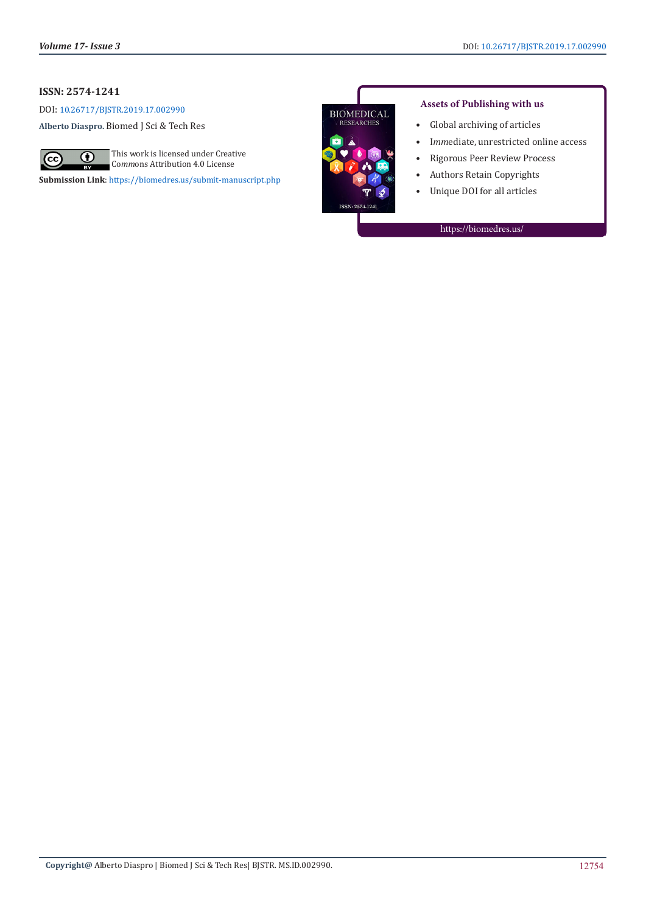**ISSN: 2574-1241**

DOI: 10.26717/BJSTR.2019.17.002990

**Alberto Diaspro.** Biomed J Sci & Tech Res

This work is licensed under Creative Commons Attribution 4.0 License

**Submission Link**: https://biomedres.us/submit-manuscript.php

### Assets of Publishing with us

- Global archiving of articles
- Immediate, unrestricted online access
- Rigorous Peer Review Process
- Authors Retain Copyrights
- Unique DOI for all articles

https://biomedres.us/